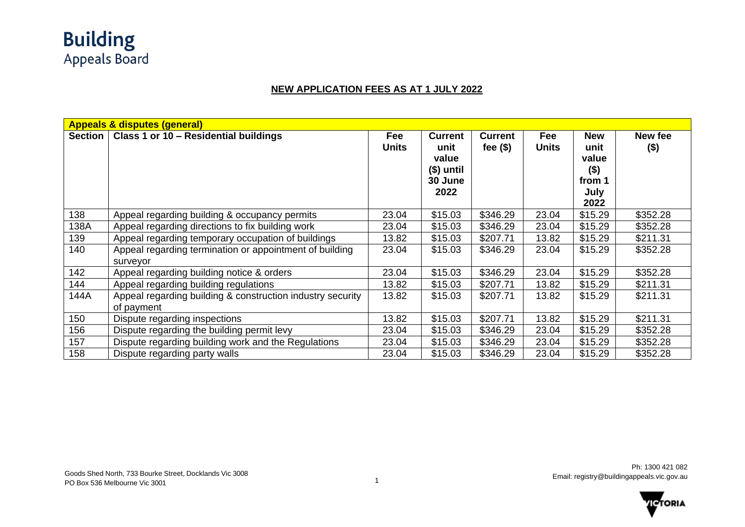# Building
Appeals Board

## NEW APPLICATION FEES AS AT 1 JULY 2022

| **Appeals & disputes (general)** | | | | | | | |
|---|---|---|---|---|---|---|---|
| **Section** | **Class 1 or 10 – Residential buildings** | **Fee Units** | **Current unit value ($) until 30 June 2022** | **Current fee ($)** | **Fee Units** | **New unit value ($) from 1 July 2022** | **New fee ($)** |
| 138 | Appeal regarding building & occupancy permits | 23.04 | $15.03 | $346.29 | 23.04 | $15.29 | $352.28 |
| 138A | Appeal regarding directions to fix building work | 23.04 | $15.03 | $346.29 | 23.04 | $15.29 | $352.28 |
| 139 | Appeal regarding temporary occupation of buildings | 13.82 | $15.03 | $207.71 | 13.82 | $15.29 | $211.31 |
| 140 | Appeal regarding termination or appointment of building surveyor | 23.04 | $15.03 | $346.29 | 23.04 | $15.29 | $352.28 |
| 142 | Appeal regarding building notice & orders | 23.04 | $15.03 | $346.29 | 23.04 | $15.29 | $352.28 |
| 144 | Appeal regarding building regulations | 13.82 | $15.03 | $207.71 | 13.82 | $15.29 | $211.31 |
| 144A | Appeal regarding building & construction industry security of payment | 13.82 | $15.03 | $207.71 | 13.82 | $15.29 | $211.31 |
| 150 | Dispute regarding inspections | 13.82 | $15.03 | $207.71 | 13.82 | $15.29 | $211.31 |
| 156 | Dispute regarding the building permit levy | 23.04 | $15.03 | $346.29 | 23.04 | $15.29 | $352.28 |
| 157 | Dispute regarding building work and the Regulations | 23.04 | $15.03 | $346.29 | 23.04 | $15.29 | $352.28 |
| 158 | Dispute regarding party walls | 23.04 | $15.03 | $346.29 | 23.04 | $15.29 | $352.28 |

Goods Shed North, 733 Bourke Street, Docklands Vic 3008
PO Box 536 Melbourne Vic 3001

Ph: 1300 421 082
Email: registry@buildingappeals.vic.gov.au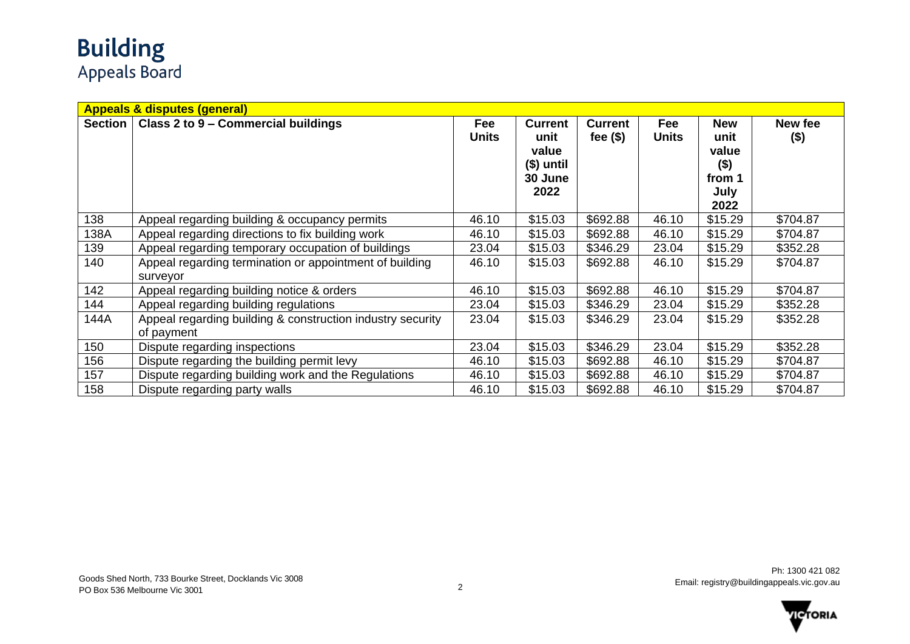# Building
Appeals Board

| **Appeals & disputes (general)** | | | | | | | |
|---|---|---|---|---|---|---|---|
| **Section** | **Class 2 to 9 – Commercial buildings** | **Fee Units** | **Current unit value ($) until 30 June 2022** | **Current fee ($)** | **Fee Units** | **New unit value ($) from 1 July 2022** | **New fee ($)** |
| 138 | Appeal regarding building & occupancy permits | 46.10 | $15.03 | $692.88 | 46.10 | $15.29 | $704.87 |
| 138A | Appeal regarding directions to fix building work | 46.10 | $15.03 | $692.88 | 46.10 | $15.29 | $704.87 |
| 139 | Appeal regarding temporary occupation of buildings | 23.04 | $15.03 | $346.29 | 23.04 | $15.29 | $352.28 |
| 140 | Appeal regarding termination or appointment of building surveyor | 46.10 | $15.03 | $692.88 | 46.10 | $15.29 | $704.87 |
| 142 | Appeal regarding building notice & orders | 46.10 | $15.03 | $692.88 | 46.10 | $15.29 | $704.87 |
| 144 | Appeal regarding building regulations | 23.04 | $15.03 | $346.29 | 23.04 | $15.29 | $352.28 |
| 144A | Appeal regarding building & construction industry security of payment | 23.04 | $15.03 | $346.29 | 23.04 | $15.29 | $352.28 |
| 150 | Dispute regarding inspections | 23.04 | $15.03 | $346.29 | 23.04 | $15.29 | $352.28 |
| 156 | Dispute regarding the building permit levy | 46.10 | $15.03 | $692.88 | 46.10 | $15.29 | $704.87 |
| 157 | Dispute regarding building work and the Regulations | 46.10 | $15.03 | $692.88 | 46.10 | $15.29 | $704.87 |
| 158 | Dispute regarding party walls | 46.10 | $15.03 | $692.88 | 46.10 | $15.29 | $704.87 |

Goods Shed North, 733 Bourke Street, Docklands Vic 3008
PO Box 536 Melbourne Vic 3001

Ph: 1300 421 082
Email: registry@buildingappeals.vic.gov.au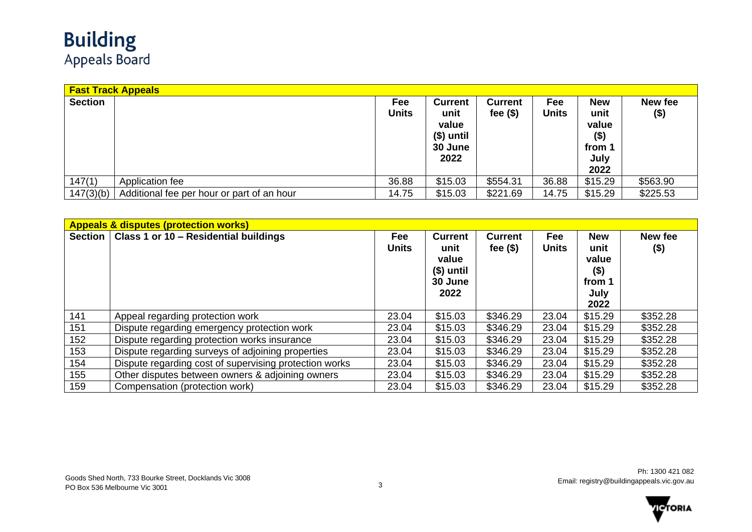| Fast Track Appeals | | | | | | | |
|---|---|---|---|---|---|---|---|
| **Section** | | **Fee Units** | **Current unit value ($) until 30 June 2022** | **Current fee ($)** | **Fee Units** | **New unit value ($) from 1 July 2022** | **New fee ($)** |
| 147(1) | Application fee | 36.88 | $15.03 | $554.31 | 36.88 | $15.29 | $563.90 |
| 147(3)(b) | Additional fee per hour or part of an hour | 14.75 | $15.03 | $221.69 | 14.75 | $15.29 | $225.53 |

| Appeals & disputes (protection works) | | | | | | | |
|---|---|---|---|---|---|---|---|
| **Section** | **Class 1 or 10 – Residential buildings** | **Fee Units** | **Current unit value ($) until 30 June 2022** | **Current fee ($)** | **Fee Units** | **New unit value ($) from 1 July 2022** | **New fee ($)** |
| 141 | Appeal regarding protection work | 23.04 | $15.03 | $346.29 | 23.04 | $15.29 | $352.28 |
| 151 | Dispute regarding emergency protection work | 23.04 | $15.03 | $346.29 | 23.04 | $15.29 | $352.28 |
| 152 | Dispute regarding protection works insurance | 23.04 | $15.03 | $346.29 | 23.04 | $15.29 | $352.28 |
| 153 | Dispute regarding surveys of adjoining properties | 23.04 | $15.03 | $346.29 | 23.04 | $15.29 | $352.28 |
| 154 | Dispute regarding cost of supervising protection works | 23.04 | $15.03 | $346.29 | 23.04 | $15.29 | $352.28 |
| 155 | Other disputes between owners & adjoining owners | 23.04 | $15.03 | $346.29 | 23.04 | $15.29 | $352.28 |
| 159 | Compensation (protection work) | 23.04 | $15.03 | $346.29 | 23.04 | $15.29 | $352.28 |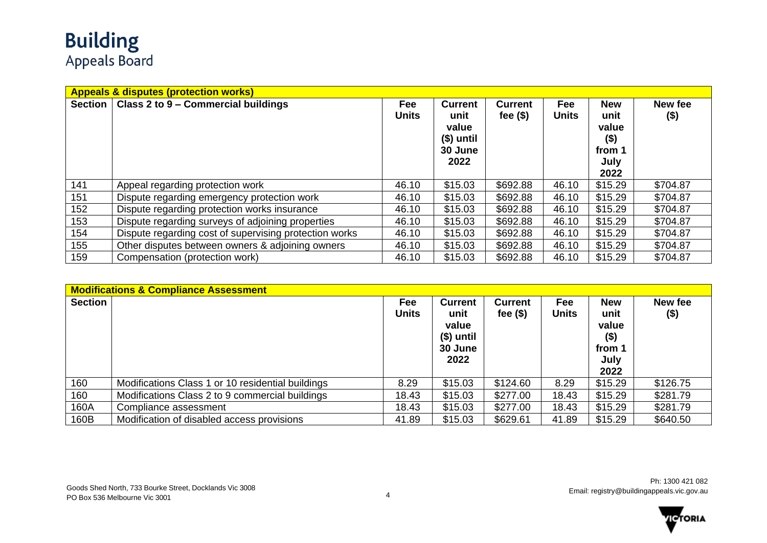# Building
Appeals Board

| **Appeals & disputes (protection works)** | | | | | | | |
|---|---|---|---|---|---|---|---|
| **Section** | **Class 2 to 9 – Commercial buildings** | **Fee Units** | **Current unit value ($) until 30 June 2022** | **Current fee ($)** | **Fee Units** | **New unit value ($) from 1 July 2022** | **New fee ($)** |
| 141 | Appeal regarding protection work | 46.10 | $15.03 | $692.88 | 46.10 | $15.29 | $704.87 |
| 151 | Dispute regarding emergency protection work | 46.10 | $15.03 | $692.88 | 46.10 | $15.29 | $704.87 |
| 152 | Dispute regarding protection works insurance | 46.10 | $15.03 | $692.88 | 46.10 | $15.29 | $704.87 |
| 153 | Dispute regarding surveys of adjoining properties | 46.10 | $15.03 | $692.88 | 46.10 | $15.29 | $704.87 |
| 154 | Dispute regarding cost of supervising protection works | 46.10 | $15.03 | $692.88 | 46.10 | $15.29 | $704.87 |
| 155 | Other disputes between owners & adjoining owners | 46.10 | $15.03 | $692.88 | 46.10 | $15.29 | $704.87 |
| 159 | Compensation (protection work) | 46.10 | $15.03 | $692.88 | 46.10 | $15.29 | $704.87 |

| **Modifications & Compliance Assessment** | | | | | | | |
|---|---|---|---|---|---|---|---|
| **Section** | | **Fee Units** | **Current unit value ($) until 30 June 2022** | **Current fee ($)** | **Fee Units** | **New unit value ($) from 1 July 2022** | **New fee ($)** |
| 160 | Modifications Class 1 or 10 residential buildings | 8.29 | $15.03 | $124.60 | 8.29 | $15.29 | $126.75 |
| 160 | Modifications Class 2 to 9 commercial buildings | 18.43 | $15.03 | $277.00 | 18.43 | $15.29 | $281.79 |
| 160A | Compliance assessment | 18.43 | $15.03 | $277.00 | 18.43 | $15.29 | $281.79 |
| 160B | Modification of disabled access provisions | 41.89 | $15.03 | $629.61 | 41.89 | $15.29 | $640.50 |

Goods Shed North, 733 Bourke Street, Docklands Vic 3008
PO Box 536 Melbourne Vic 3001

Ph: 1300 421 082
Email: registry@buildingappeals.vic.gov.au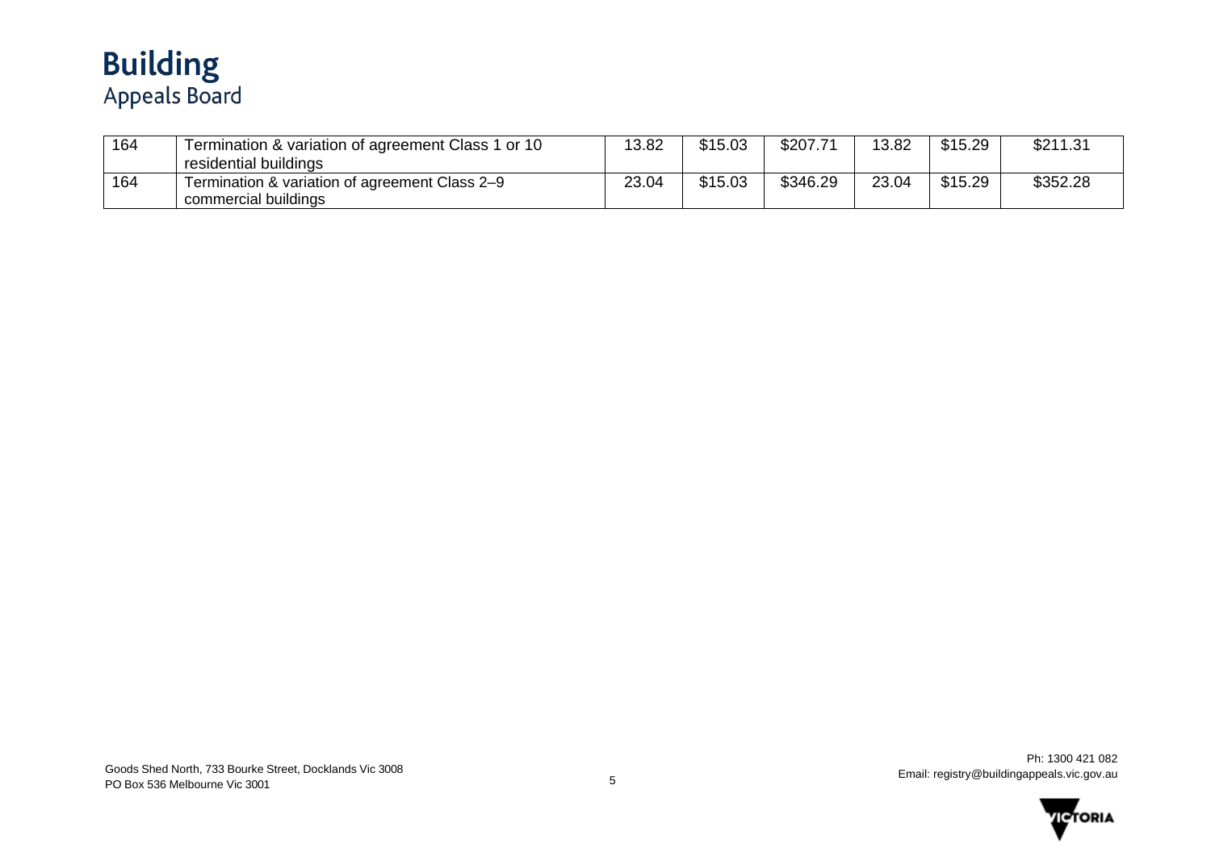| 164 | Termination & variation of agreement Class 1 or 10 residential buildings | 13.82 | $15.03 | $207.71 | 13.82 | $15.29 | $211.31 |
|---|---|---|---|---|---|---|---|
| 164 | Termination & variation of agreement Class 2–9 commercial buildings | 23.04 | $15.03 | $346.29 | 23.04 | $15.29 | $352.28 |